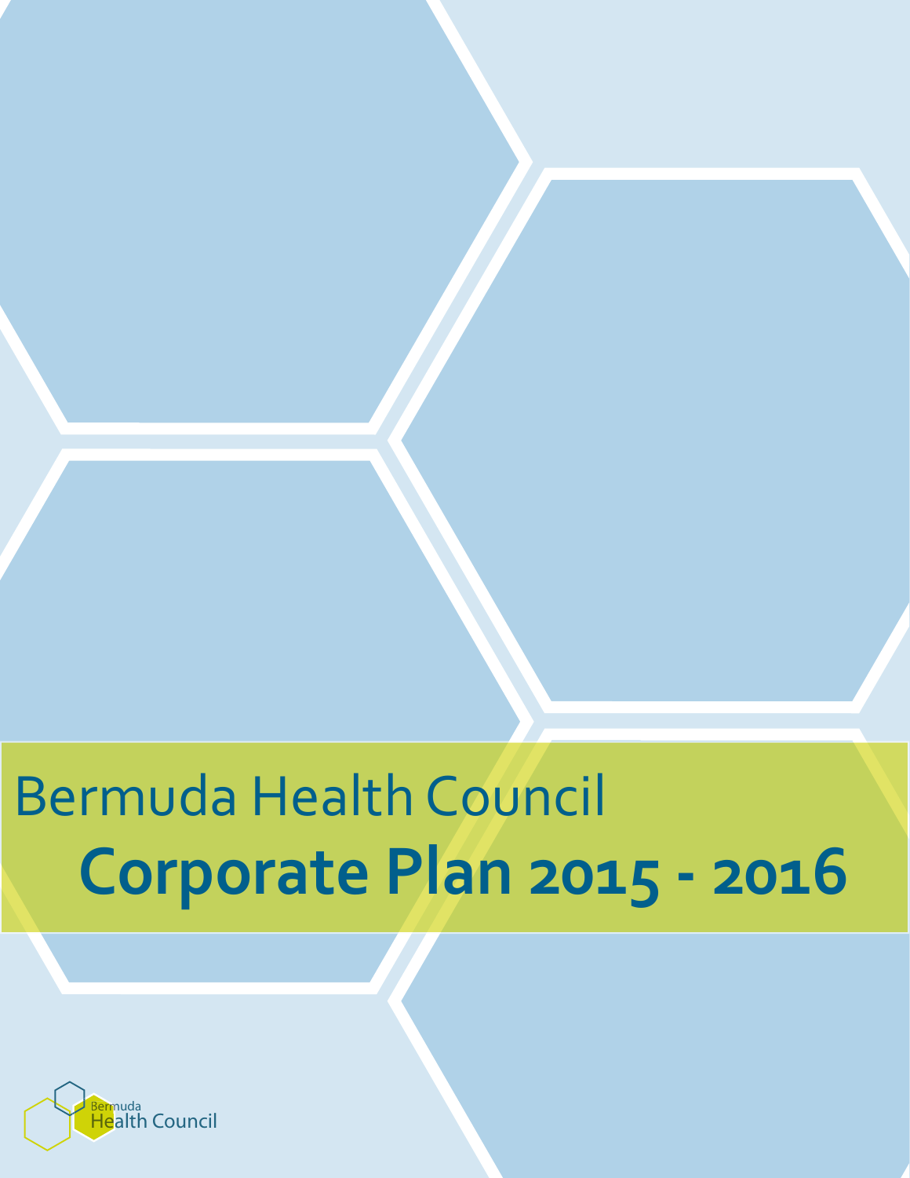# Bermuda Health Council

# Corporate Plan 2015 - 2016

Bermuda Health Council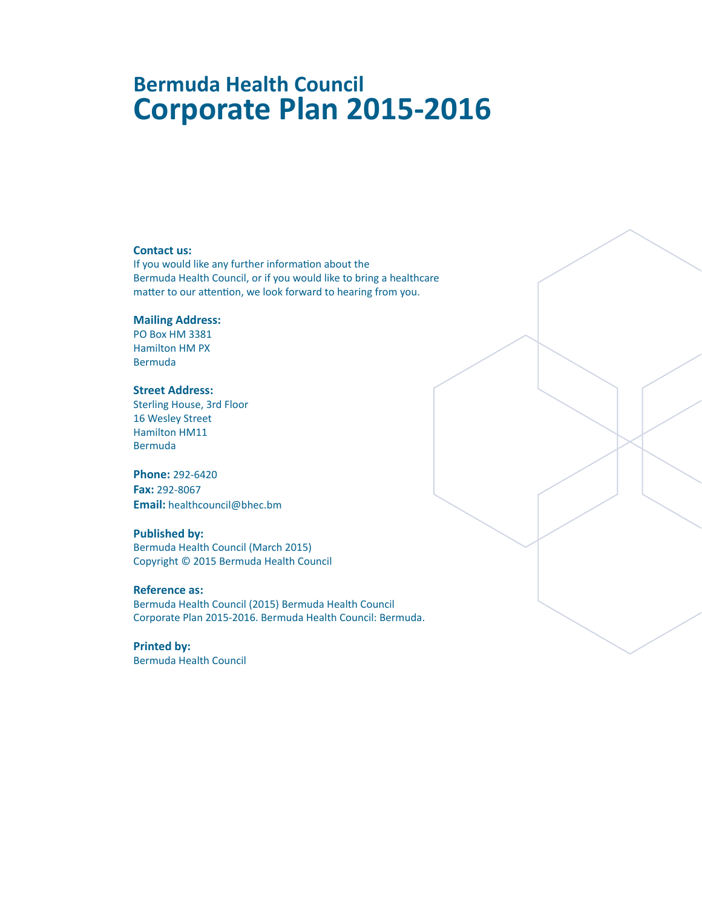# Bermuda Health Council
# Corporate Plan 2015-2016

**Contact us:**
If you would like any further information about the Bermuda Health Council, or if you would like to bring a healthcare matter to our attention, we look forward to hearing from you.

**Mailing Address:**
PO Box HM 3381
Hamilton HM PX
Bermuda

**Street Address:**
Sterling House, 3rd Floor
16 Wesley Street
Hamilton HM11
Bermuda

**Phone:** 292-6420
**Fax:** 292-8067
**Email:** healthcouncil@bhec.bm

**Published by:**
Bermuda Health Council (March 2015)
Copyright © 2015 Bermuda Health Council

**Reference as:**
Bermuda Health Council (2015) Bermuda Health Council Corporate Plan 2015-2016. Bermuda Health Council: Bermuda.

**Printed by:**
Bermuda Health Council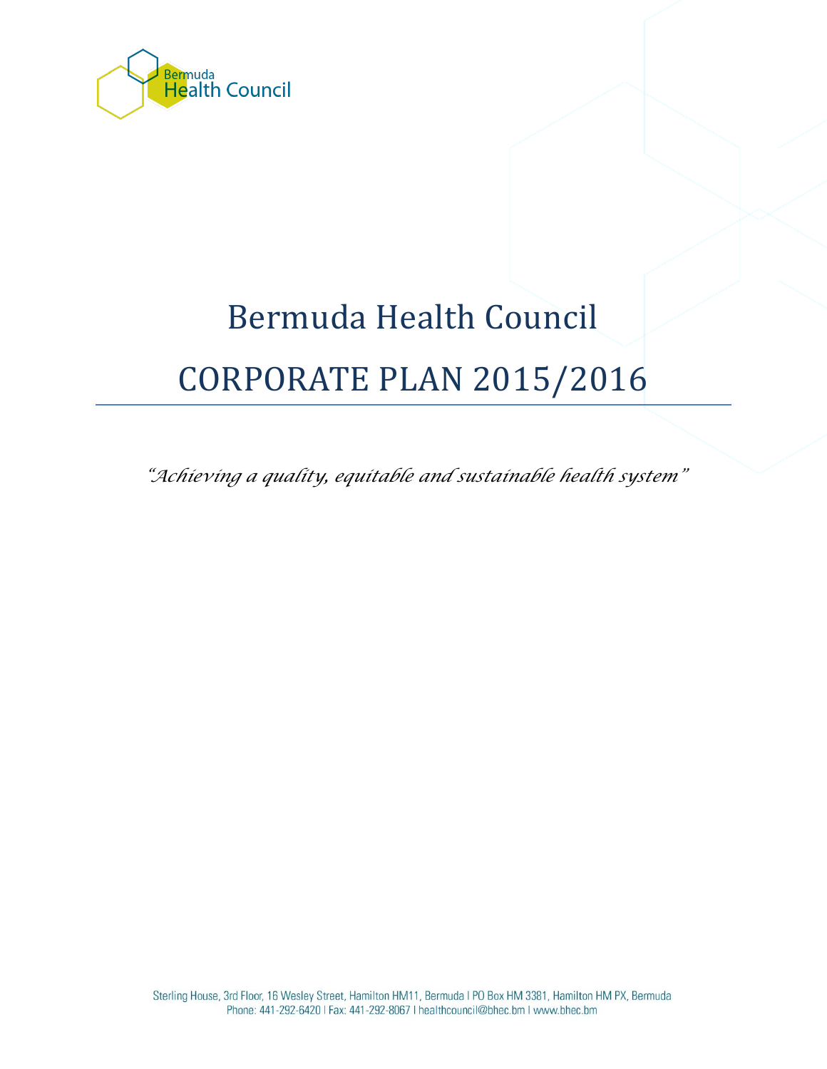# Bermuda Health Council

# CORPORATE PLAN 2015/2016

*"Achieving a quality, equitable and sustainable health system"*

Sterling House, 3rd Floor, 16 Wesley Street, Hamilton HM11, Bermuda | PO Box HM 3381, Hamilton HM PX, Bermuda
Phone: 441-292-6420 | Fax: 441-292-8067 | healthcouncil@bhec.bm | www.bhec.bm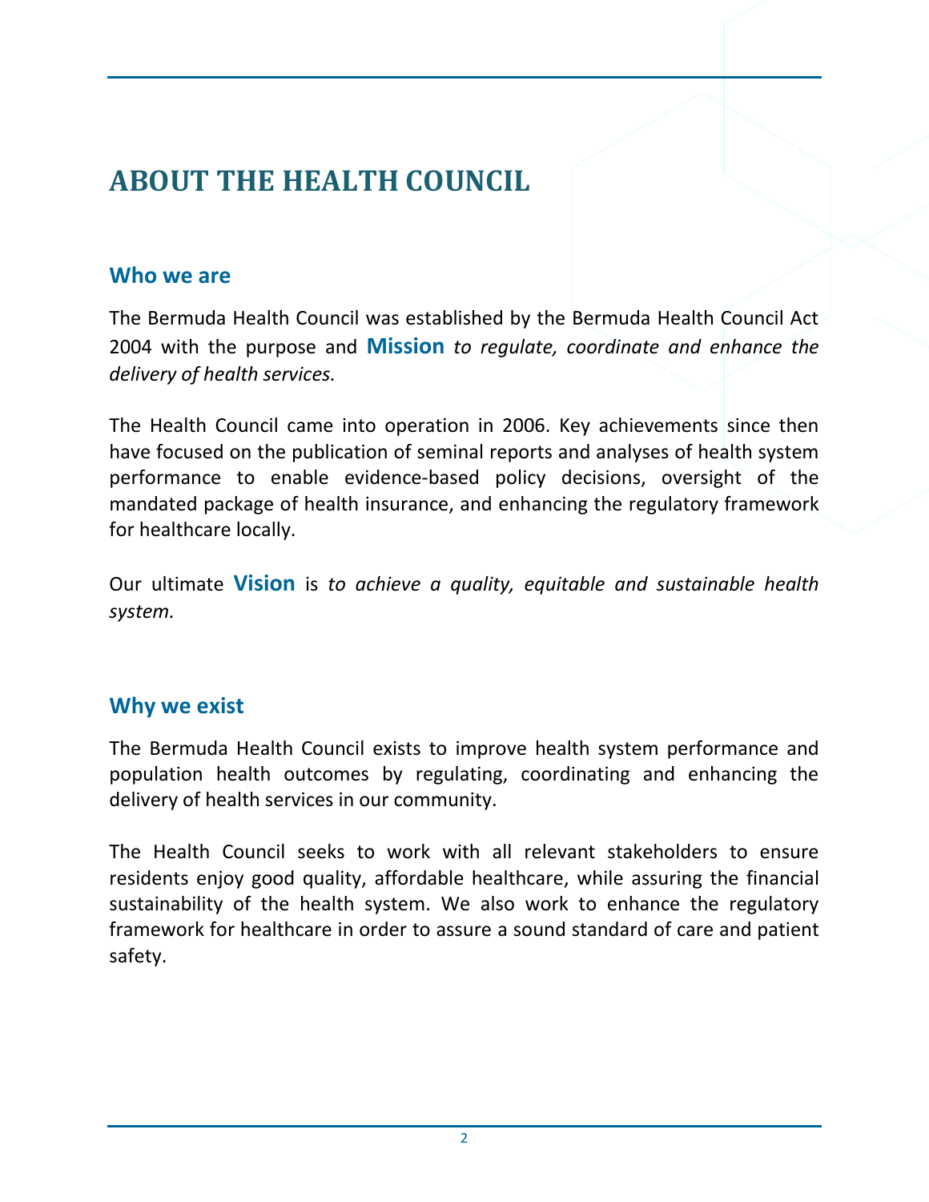# ABOUT THE HEALTH COUNCIL

## Who we are

The Bermuda Health Council was established by the Bermuda Health Council Act 2004 with the purpose and **Mission** *to regulate, coordinate and enhance the delivery of health services.*

The Health Council came into operation in 2006. Key achievements since then have focused on the publication of seminal reports and analyses of health system performance to enable evidence-based policy decisions, oversight of the mandated package of health insurance, and enhancing the regulatory framework for healthcare locally.

Our ultimate **Vision** is *to achieve a quality, equitable and sustainable health system.*

## Why we exist

The Bermuda Health Council exists to improve health system performance and population health outcomes by regulating, coordinating and enhancing the delivery of health services in our community.

The Health Council seeks to work with all relevant stakeholders to ensure residents enjoy good quality, affordable healthcare, while assuring the financial sustainability of the health system. We also work to enhance the regulatory framework for healthcare in order to assure a sound standard of care and patient safety.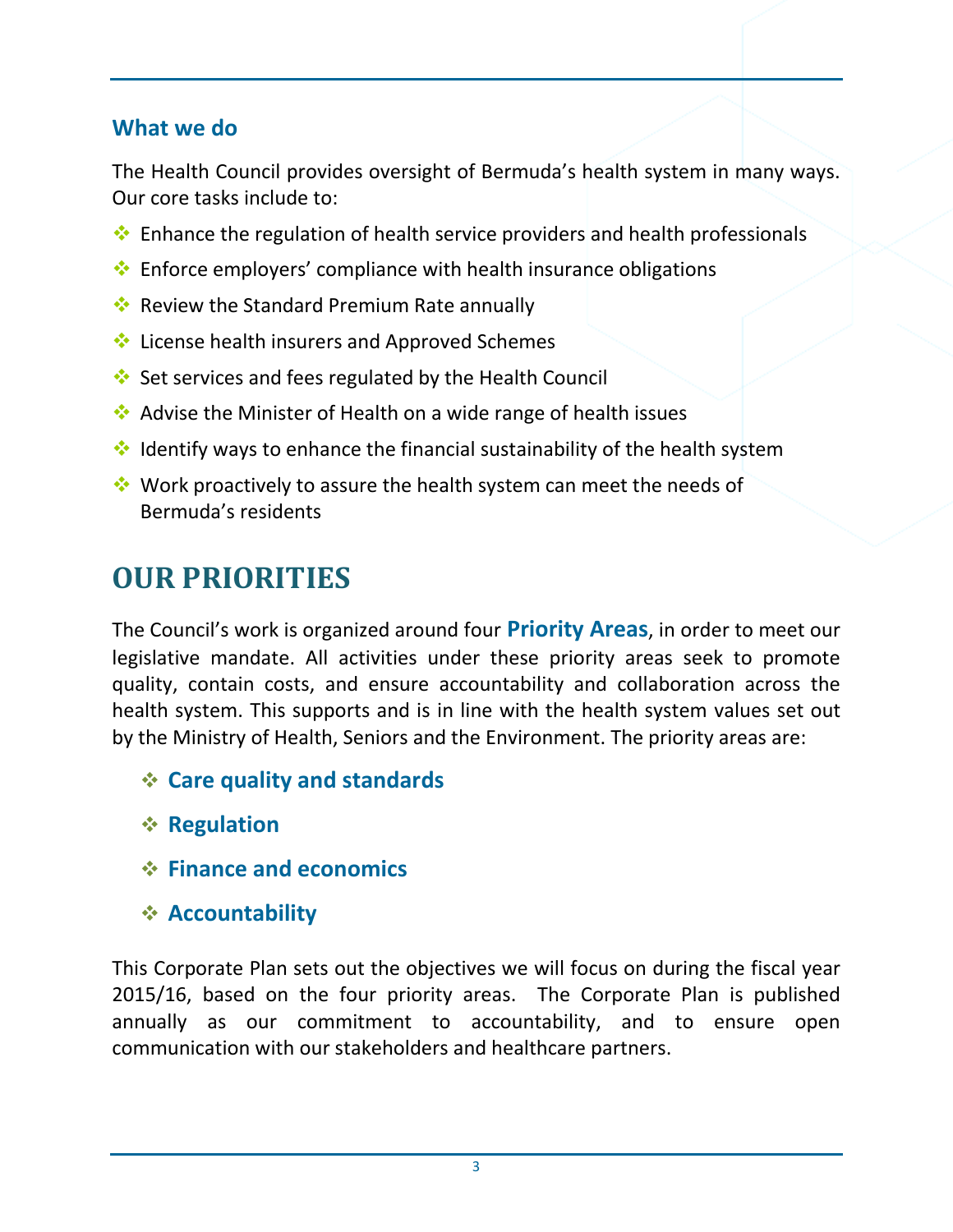### What we do

The Health Council provides oversight of Bermuda's health system in many ways. Our core tasks include to:

- Enhance the regulation of health service providers and health professionals
- Enforce employers' compliance with health insurance obligations
- Review the Standard Premium Rate annually
- License health insurers and Approved Schemes
- Set services and fees regulated by the Health Council
- Advise the Minister of Health on a wide range of health issues
- Identify ways to enhance the financial sustainability of the health system
- Work proactively to assure the health system can meet the needs of Bermuda's residents

# OUR PRIORITIES

The Council's work is organized around four **Priority Areas**, in order to meet our legislative mandate. All activities under these priority areas seek to promote quality, contain costs, and ensure accountability and collaboration across the health system. This supports and is in line with the health system values set out by the Ministry of Health, Seniors and the Environment. The priority areas are:

- **Care quality and standards**
- **Regulation**
- **Finance and economics**
- **Accountability**

This Corporate Plan sets out the objectives we will focus on during the fiscal year 2015/16, based on the four priority areas. The Corporate Plan is published annually as our commitment to accountability, and to ensure open communication with our stakeholders and healthcare partners.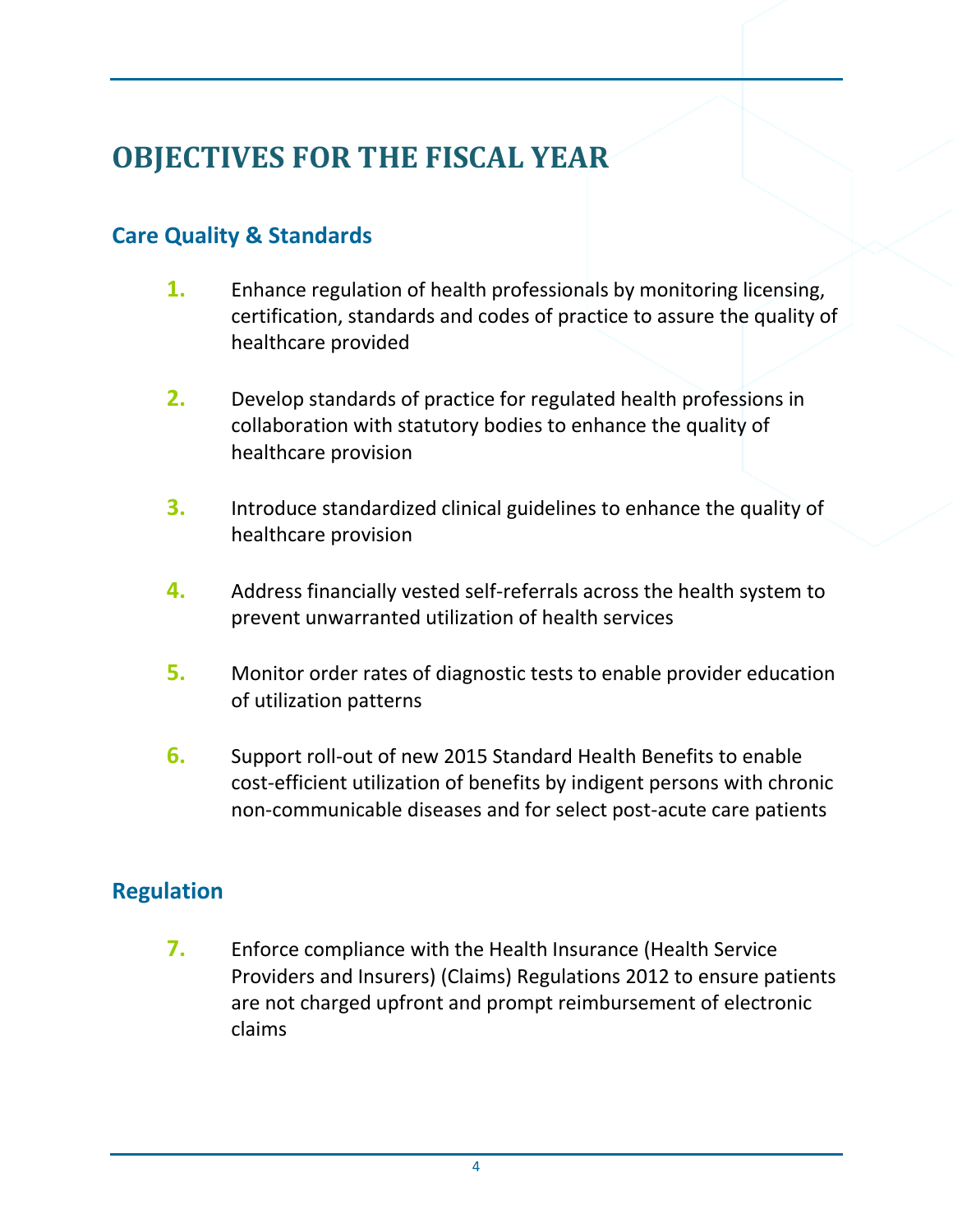# OBJECTIVES FOR THE FISCAL YEAR

## Care Quality & Standards

1. Enhance regulation of health professionals by monitoring licensing, certification, standards and codes of practice to assure the quality of healthcare provided

2. Develop standards of practice for regulated health professions in collaboration with statutory bodies to enhance the quality of healthcare provision

3. Introduce standardized clinical guidelines to enhance the quality of healthcare provision

4. Address financially vested self-referrals across the health system to prevent unwarranted utilization of health services

5. Monitor order rates of diagnostic tests to enable provider education of utilization patterns

6. Support roll-out of new 2015 Standard Health Benefits to enable cost-efficient utilization of benefits by indigent persons with chronic non-communicable diseases and for select post-acute care patients

## Regulation

7. Enforce compliance with the Health Insurance (Health Service Providers and Insurers) (Claims) Regulations 2012 to ensure patients are not charged upfront and prompt reimbursement of electronic claims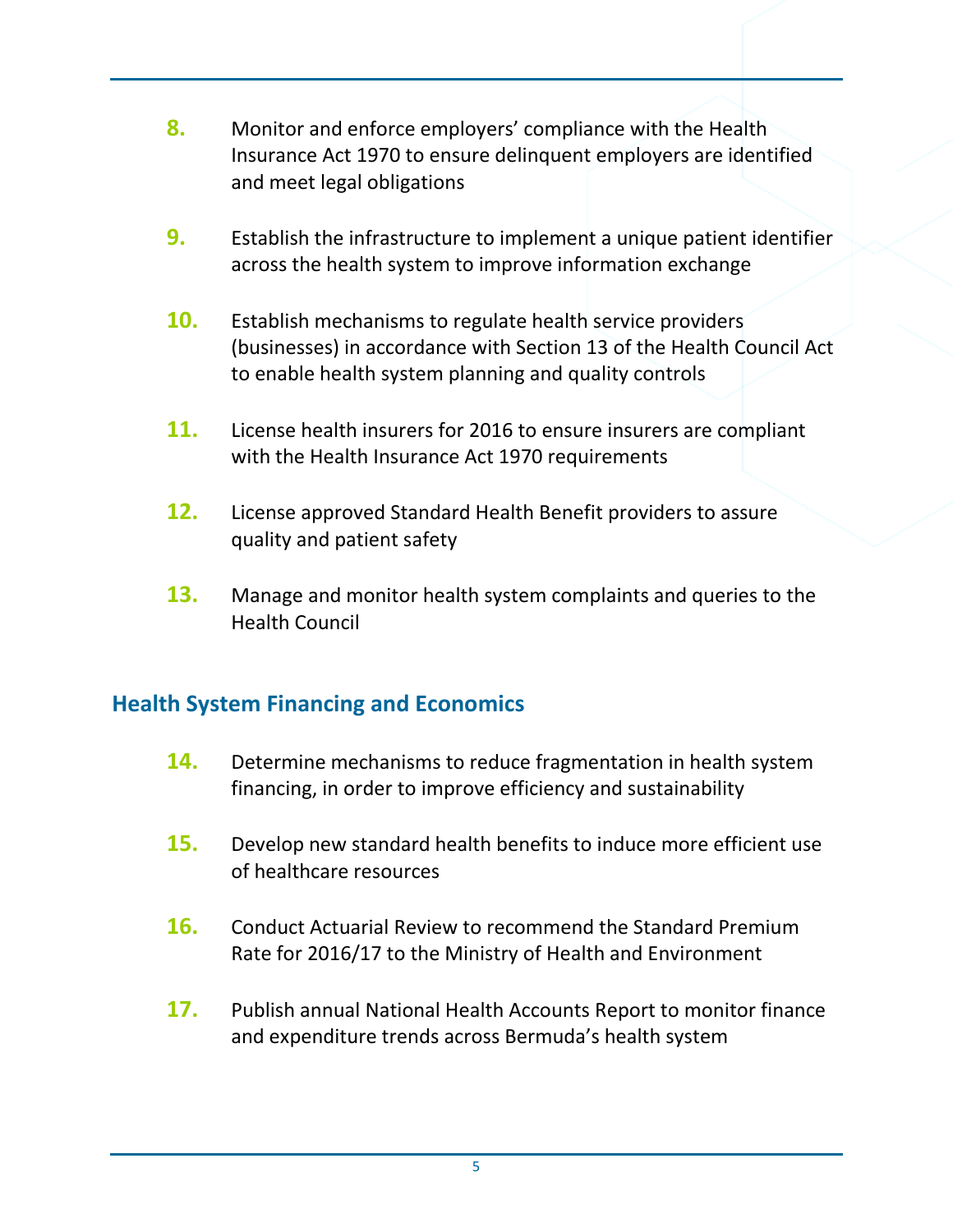8. Monitor and enforce employers' compliance with the Health Insurance Act 1970 to ensure delinquent employers are identified and meet legal obligations

9. Establish the infrastructure to implement a unique patient identifier across the health system to improve information exchange

10. Establish mechanisms to regulate health service providers (businesses) in accordance with Section 13 of the Health Council Act to enable health system planning and quality controls

11. License health insurers for 2016 to ensure insurers are compliant with the Health Insurance Act 1970 requirements

12. License approved Standard Health Benefit providers to assure quality and patient safety

13. Manage and monitor health system complaints and queries to the Health Council

## Health System Financing and Economics

14. Determine mechanisms to reduce fragmentation in health system financing, in order to improve efficiency and sustainability

15. Develop new standard health benefits to induce more efficient use of healthcare resources

16. Conduct Actuarial Review to recommend the Standard Premium Rate for 2016/17 to the Ministry of Health and Environment

17. Publish annual National Health Accounts Report to monitor finance and expenditure trends across Bermuda's health system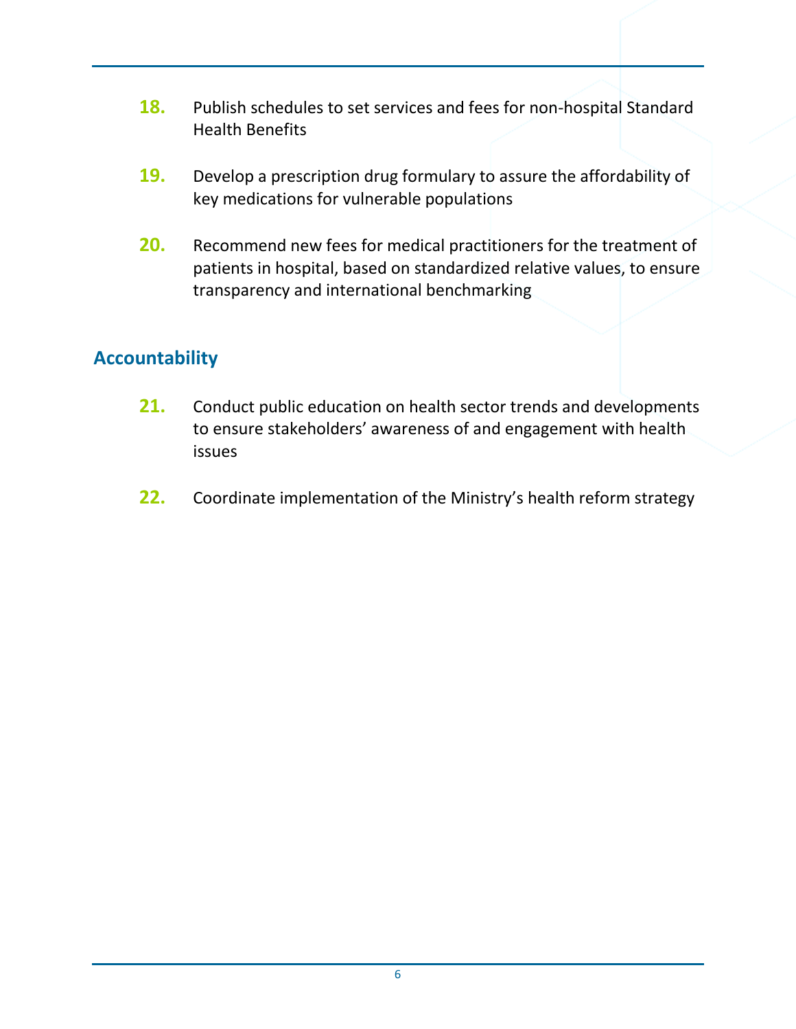18. Publish schedules to set services and fees for non-hospital Standard Health Benefits

19. Develop a prescription drug formulary to assure the affordability of key medications for vulnerable populations

20. Recommend new fees for medical practitioners for the treatment of patients in hospital, based on standardized relative values, to ensure transparency and international benchmarking

## Accountability

21. Conduct public education on health sector trends and developments to ensure stakeholders' awareness of and engagement with health issues

22. Coordinate implementation of the Ministry's health reform strategy